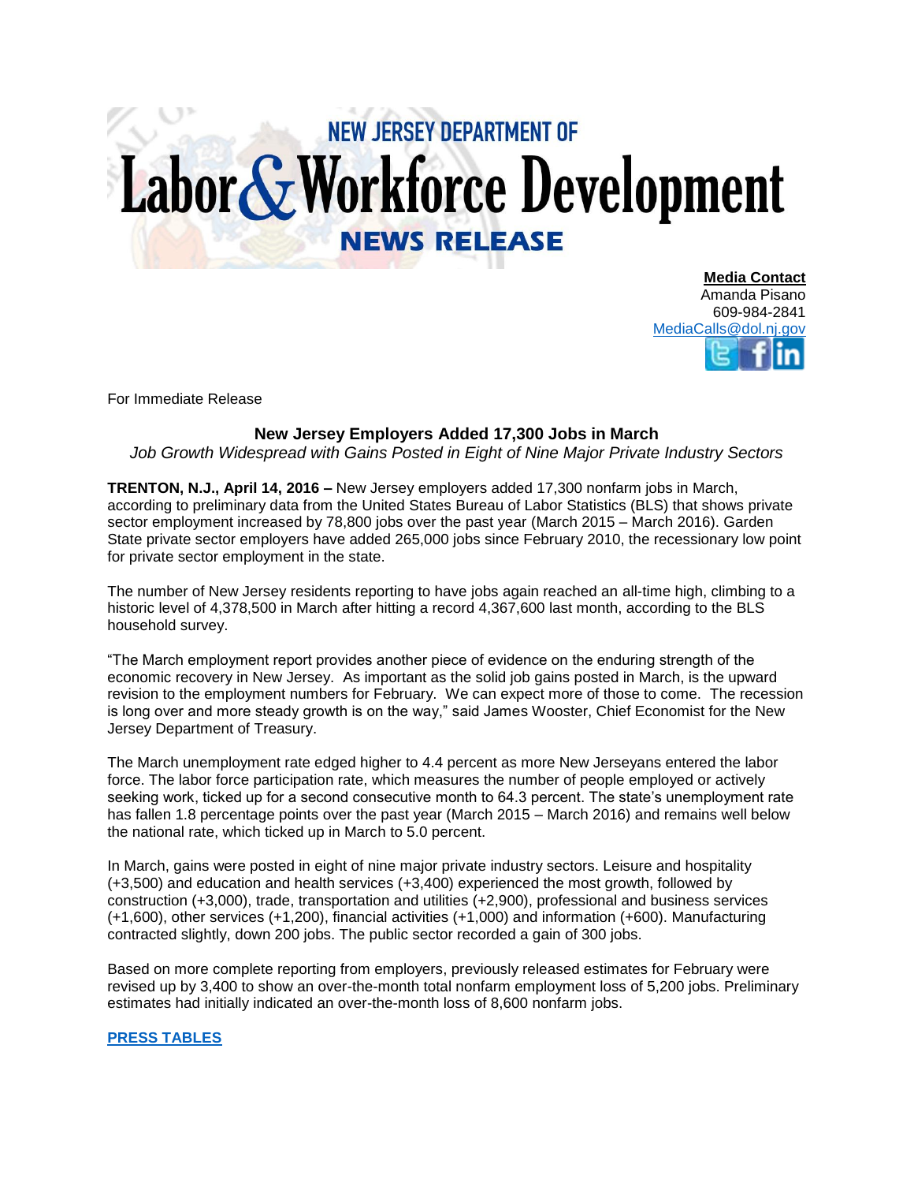# NEW JERSEY DEPARTMENT OF Labor & Workforce Development

## NEWS RELEASE

**Media Contact**
Amanda Pisano
609-984-2841
MediaCalls@dol.nj.gov

For Immediate Release

**New Jersey Employers Added 17,300 Jobs in March**

*Job Growth Widespread with Gains Posted in Eight of Nine Major Private Industry Sectors*

**TRENTON, N.J., April 14, 2016 –** New Jersey employers added 17,300 nonfarm jobs in March, according to preliminary data from the United States Bureau of Labor Statistics (BLS) that shows private sector employment increased by 78,800 jobs over the past year (March 2015 – March 2016). Garden State private sector employers have added 265,000 jobs since February 2010, the recessionary low point for private sector employment in the state.

The number of New Jersey residents reporting to have jobs again reached an all-time high, climbing to a historic level of 4,378,500 in March after hitting a record 4,367,600 last month, according to the BLS household survey.

"The March employment report provides another piece of evidence on the enduring strength of the economic recovery in New Jersey. As important as the solid job gains posted in March, is the upward revision to the employment numbers for February. We can expect more of those to come. The recession is long over and more steady growth is on the way," said James Wooster, Chief Economist for the New Jersey Department of Treasury.

The March unemployment rate edged higher to 4.4 percent as more New Jerseyans entered the labor force. The labor force participation rate, which measures the number of people employed or actively seeking work, ticked up for a second consecutive month to 64.3 percent. The state's unemployment rate has fallen 1.8 percentage points over the past year (March 2015 – March 2016) and remains well below the national rate, which ticked up in March to 5.0 percent.

In March, gains were posted in eight of nine major private industry sectors. Leisure and hospitality (+3,500) and education and health services (+3,400) experienced the most growth, followed by construction (+3,000), trade, transportation and utilities (+2,900), professional and business services (+1,600), other services (+1,200), financial activities (+1,000) and information (+600). Manufacturing contracted slightly, down 200 jobs. The public sector recorded a gain of 300 jobs.

Based on more complete reporting from employers, previously released estimates for February were revised up by 3,400 to show an over-the-month total nonfarm employment loss of 5,200 jobs. Preliminary estimates had initially indicated an over-the-month loss of 8,600 nonfarm jobs.

**PRESS TABLES**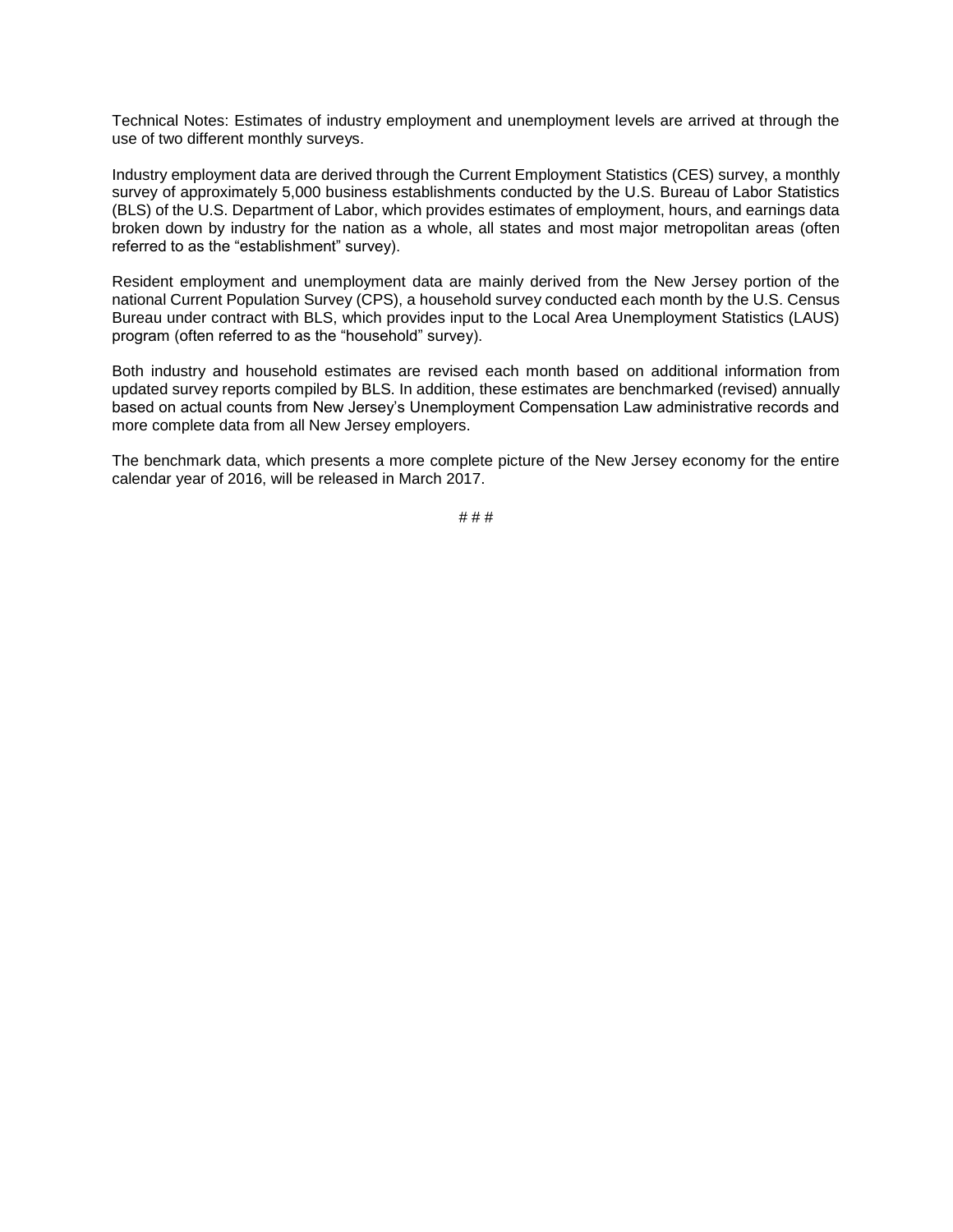Technical Notes: Estimates of industry employment and unemployment levels are arrived at through the use of two different monthly surveys.

Industry employment data are derived through the Current Employment Statistics (CES) survey, a monthly survey of approximately 5,000 business establishments conducted by the U.S. Bureau of Labor Statistics (BLS) of the U.S. Department of Labor, which provides estimates of employment, hours, and earnings data broken down by industry for the nation as a whole, all states and most major metropolitan areas (often referred to as the "establishment" survey).

Resident employment and unemployment data are mainly derived from the New Jersey portion of the national Current Population Survey (CPS), a household survey conducted each month by the U.S. Census Bureau under contract with BLS, which provides input to the Local Area Unemployment Statistics (LAUS) program (often referred to as the "household" survey).

Both industry and household estimates are revised each month based on additional information from updated survey reports compiled by BLS. In addition, these estimates are benchmarked (revised) annually based on actual counts from New Jersey's Unemployment Compensation Law administrative records and more complete data from all New Jersey employers.

The benchmark data, which presents a more complete picture of the New Jersey economy for the entire calendar year of 2016, will be released in March 2017.

# # #